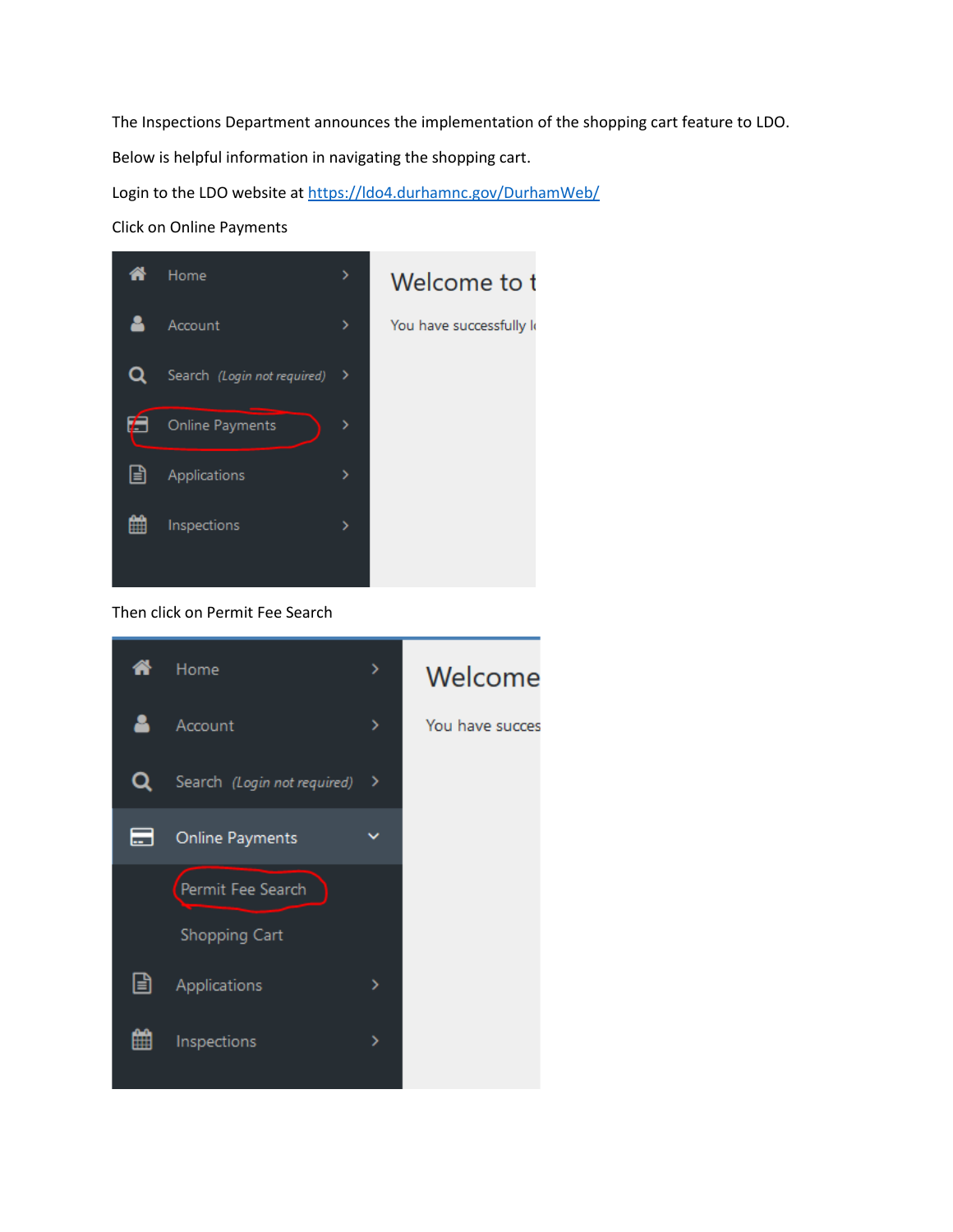The Inspections Department announces the implementation of the shopping cart feature to LDO.

Below is helpful information in navigating the shopping cart.

Login to the LDO website at [https://ldo4.durhamnc.gov/DurhamWeb/](https://ldo4.durhamnc.gov/DurhamWeb/)

Click on Online Payments

Then click on Permit Fee Search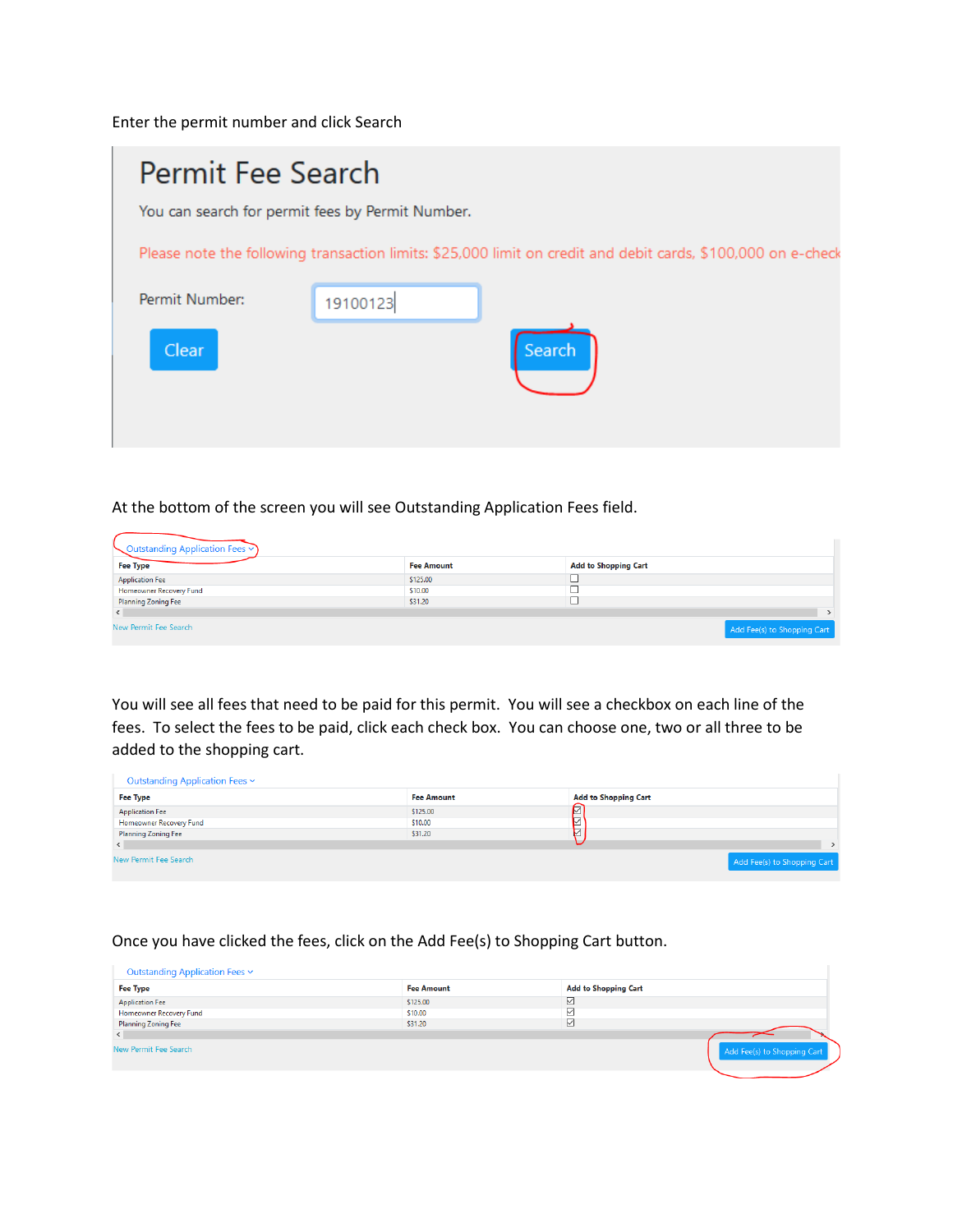Enter the permit number and click Search

## Permit Fee Search

You can search for permit fees by Permit Number.

Please note the following transaction limits: $25,000 limit on credit and debit cards, $100,000 on e-check

Permit Number: 19100123

Clear Search

At the bottom of the screen you will see Outstanding Application Fees field.

Outstanding Application Fees

| Fee Type | Fee Amount | Add to Shopping Cart |
|---|---|---|
| Application Fee | $125.00 | ☐ |
| Homeowner Recovery Fund | $10.00 | ☐ |
| Planning Zoning Fee | $31.20 | ☐ |

New Permit Fee Search — Add Fee(s) to Shopping Cart

You will see all fees that need to be paid for this permit. You will see a checkbox on each line of the fees. To select the fees to be paid, click each check box. You can choose one, two or all three to be added to the shopping cart.

Outstanding Application Fees

| Fee Type | Fee Amount | Add to Shopping Cart |
|---|---|---|
| Application Fee | $125.00 | ☑ |
| Homeowner Recovery Fund | $10.00 | ☑ |
| Planning Zoning Fee | $31.20 | ☑ |

New Permit Fee Search — Add Fee(s) to Shopping Cart

Once you have clicked the fees, click on the Add Fee(s) to Shopping Cart button.

Outstanding Application Fees

| Fee Type | Fee Amount | Add to Shopping Cart |
|---|---|---|
| Application Fee | $125.00 | ☑ |
| Homeowner Recovery Fund | $10.00 | ☑ |
| Planning Zoning Fee | $31.20 | ☑ |

New Permit Fee Search — Add Fee(s) to Shopping Cart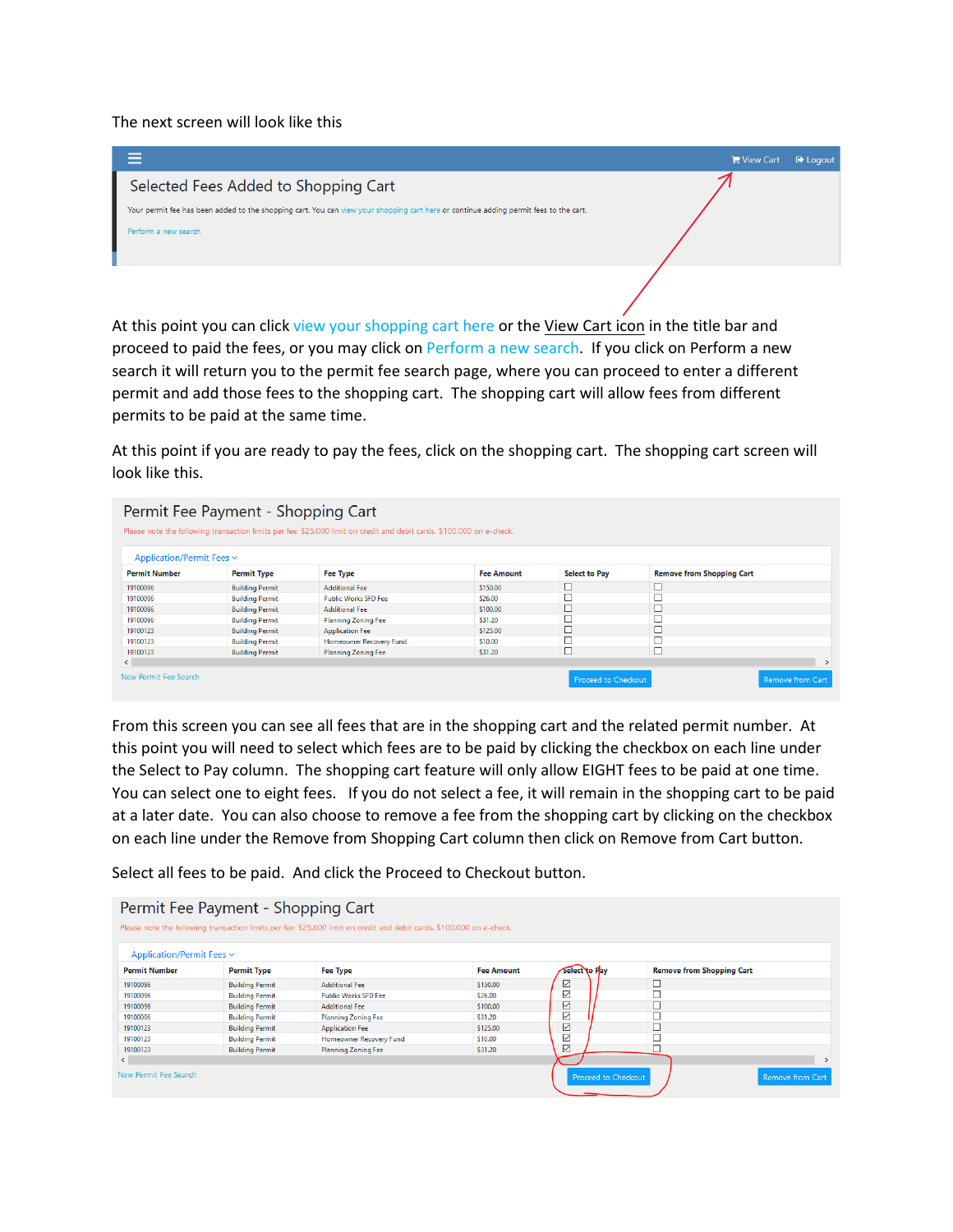The next screen will look like this

Selected Fees Added to Shopping Cart

Your permit fee has been added to the shopping cart. You can view your shopping cart here or continue adding permit fees to the cart.

Perform a new search

At this point you can click view your shopping cart here or the View Cart icon in the title bar and proceed to paid the fees, or you may click on Perform a new search. If you click on Perform a new search it will return you to the permit fee search page, where you can proceed to enter a different permit and add those fees to the shopping cart. The shopping cart will allow fees from different permits to be paid at the same time.

At this point if you are ready to pay the fees, click on the shopping cart. The shopping cart screen will look like this.

Permit Fee Payment - Shopping Cart

Please note the following transaction limits per fee: $25,000 limit on credit and debit cards. $100,000 on e-check.

Application/Permit Fees

| Permit Number | Permit Type | Fee Type | Fee Amount | Select to Pay | Remove from Shopping Cart |
|---|---|---|---|---|---|
| 19100096 | Building Permit | Additional Fee | $150.00 | ☐ | ☐ |
| 19100096 | Building Permit | Public Works SFD Fee | $26.00 | ☐ | ☐ |
| 19100096 | Building Permit | Additional Fee | $100.00 | ☐ | ☐ |
| 19100096 | Building Permit | Planning Zoning Fee | $31.20 | ☐ | ☐ |
| 19100123 | Building Permit | Application Fee | $125.00 | ☐ | ☐ |
| 19100123 | Building Permit | Homeowner Recovery Fund | $10.00 | ☐ | ☐ |
| 19100123 | Building Permit | Planning Zoning Fee | $31.20 | ☐ | ☐ |

New Permit Fee Search | Proceed to Checkout | Remove from Cart

From this screen you can see all fees that are in the shopping cart and the related permit number. At this point you will need to select which fees are to be paid by clicking the checkbox on each line under the Select to Pay column. The shopping cart feature will only allow EIGHT fees to be paid at one time. You can select one to eight fees. If you do not select a fee, it will remain in the shopping cart to be paid at a later date. You can also choose to remove a fee from the shopping cart by clicking on the checkbox on each line under the Remove from Shopping Cart column then click on Remove from Cart button.

Select all fees to be paid. And click the Proceed to Checkout button.

Permit Fee Payment - Shopping Cart

Please note the following transaction limits per fee: $25,000 limit on credit and debit cards. $100,000 on e-check.

Application/Permit Fees

| Permit Number | Permit Type | Fee Type | Fee Amount | Select to Pay | Remove from Shopping Cart |
|---|---|---|---|---|---|
| 19100096 | Building Permit | Additional Fee | $150.00 | ☑ | ☐ |
| 19100096 | Building Permit | Public Works SFD Fee | $26.00 | ☑ | ☐ |
| 19100096 | Building Permit | Additional Fee | $100.00 | ☑ | ☐ |
| 19100096 | Building Permit | Planning Zoning Fee | $31.20 | ☑ | ☐ |
| 19100123 | Building Permit | Application Fee | $125.00 | ☑ | ☐ |
| 19100123 | Building Permit | Homeowner Recovery Fund | $10.00 | ☑ | ☐ |
| 19100123 | Building Permit | Planning Zoning Fee | $31.20 | ☑ | ☐ |

New Permit Fee Search | Proceed to Checkout | Remove from Cart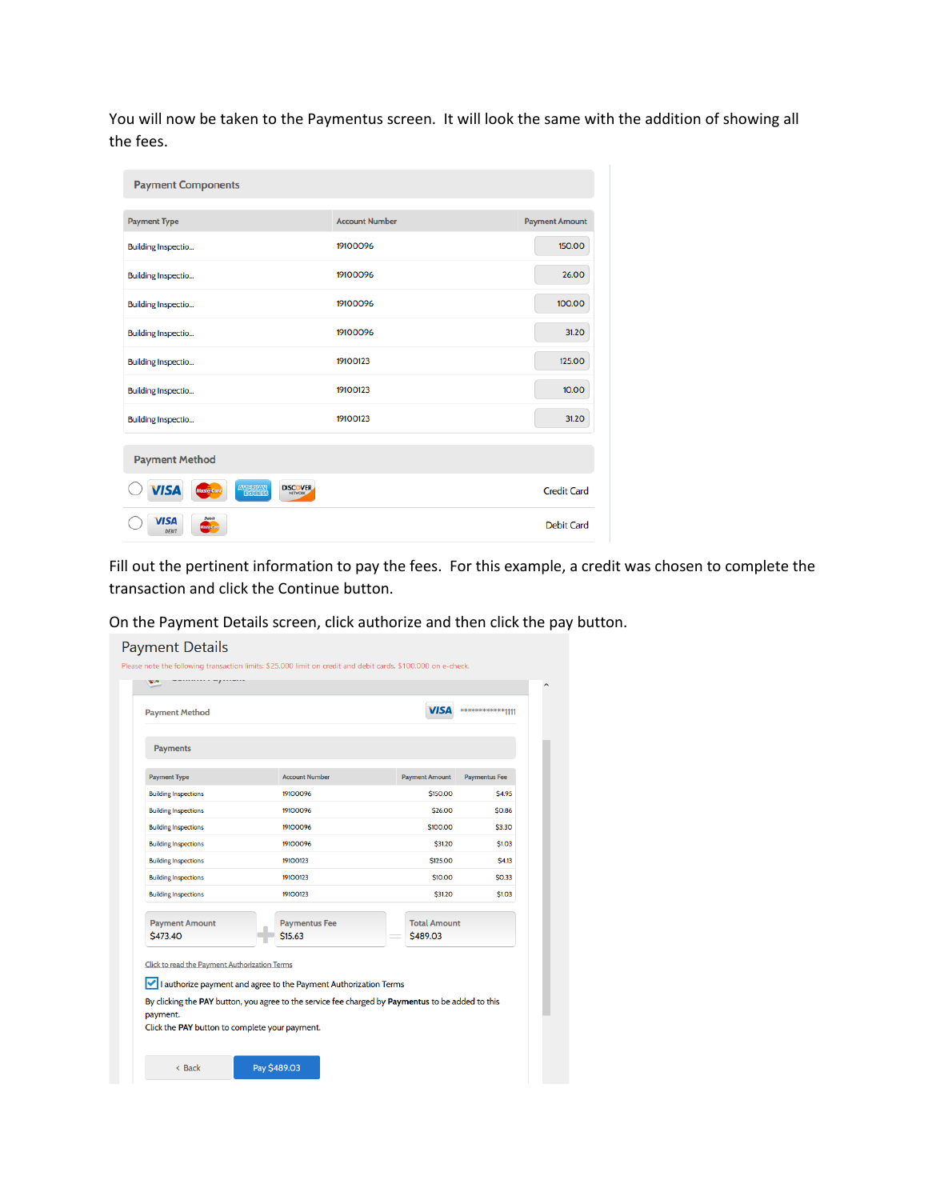You will now be taken to the Paymentus screen. It will look the same with the addition of showing all the fees.

## Payment Components

| Payment Type | Account Number | Payment Amount |
|---|---|---|
| Building Inspectio... | 19100096 | 150.00 |
| Building Inspectio... | 19100096 | 26.00 |
| Building Inspectio... | 19100096 | 100.00 |
| Building Inspectio... | 19100096 | 31.20 |
| Building Inspectio... | 19100123 | 125.00 |
| Building Inspectio... | 19100123 | 10.00 |
| Building Inspectio... | 19100123 | 31.20 |

## Payment Method

- ○ VISA, MasterCard, American Express, Discover — Credit Card
- ○ VISA Debit, MasterCard Debit — Debit Card

Fill out the pertinent information to pay the fees. For this example, a credit was chosen to complete the transaction and click the Continue button.

On the Payment Details screen, click authorize and then click the pay button.

## Payment Details

Please note the following transaction limits: $25,000 limit on credit and debit cards. $100,000 on e-check.

Payment Method: VISA ************1111

### Payments

| Payment Type | Account Number | Payment Amount | Paymentus Fee |
|---|---|---|---|
| Building Inspections | 19100096 | $150.00 | $4.95 |
| Building Inspections | 19100096 | $26.00 | $0.86 |
| Building Inspections | 19100096 | $100.00 | $3.30 |
| Building Inspections | 19100096 | $31.20 | $1.03 |
| Building Inspections | 19100123 | $125.00 | $4.13 |
| Building Inspections | 19100123 | $10.00 | $0.33 |
| Building Inspections | 19100123 | $31.20 | $1.03 |

Payment Amount $473.40 + Paymentus Fee $15.63 = Total Amount $489.03

Click to read the Payment Authorization Terms

☑ I authorize payment and agree to the Payment Authorization Terms

By clicking the **PAY** button, you agree to the service fee charged by **Paymentus** to be added to this payment.

Click the **PAY** button to complete your payment.

‹ Back | Pay $489.03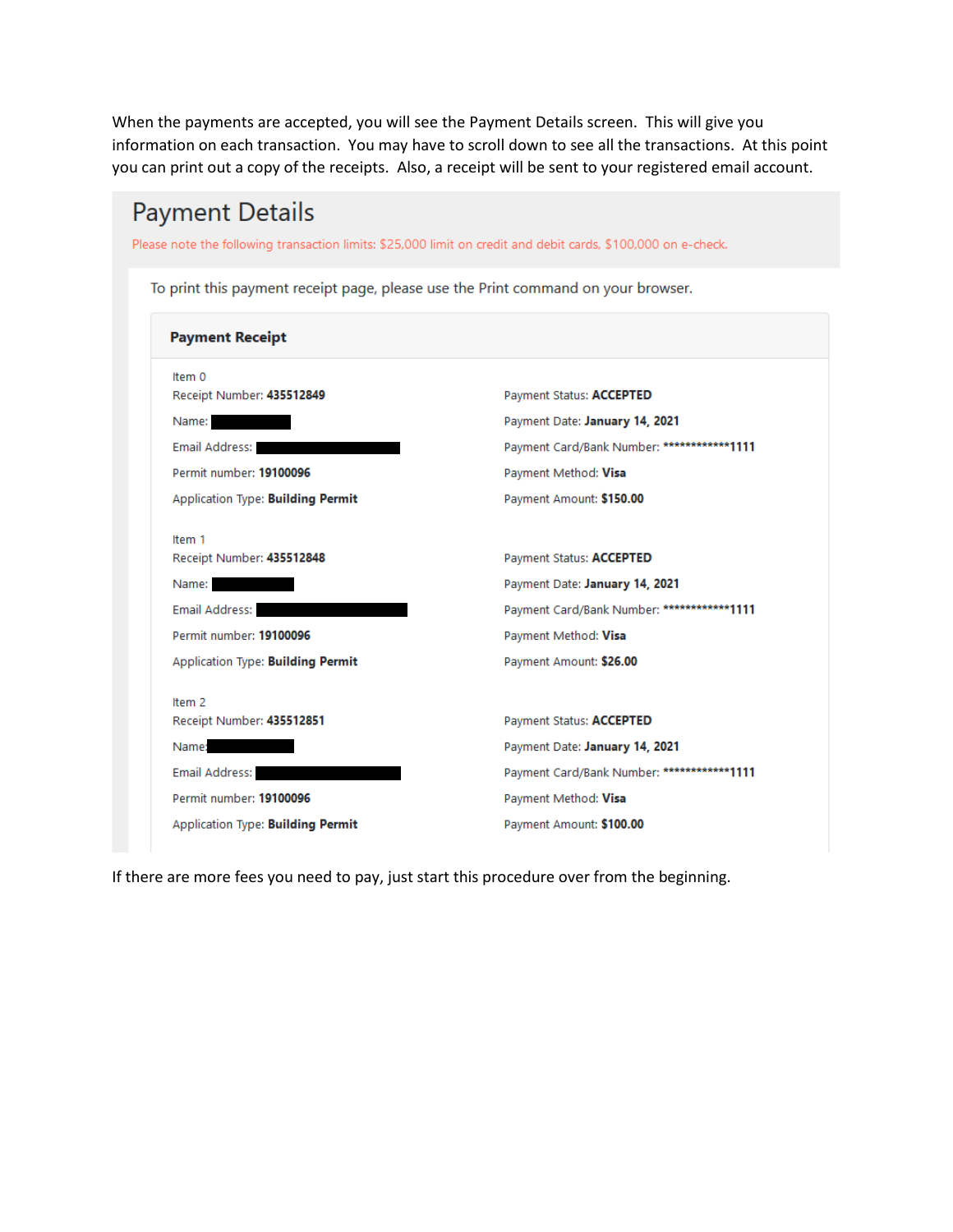When the payments are accepted, you will see the Payment Details screen. This will give you information on each transaction. You may have to scroll down to see all the transactions. At this point you can print out a copy of the receipts. Also, a receipt will be sent to your registered email account.

# Payment Details

Please note the following transaction limits: $25,000 limit on credit and debit cards, $100,000 on e-check.

To print this payment receipt page, please use the Print command on your browser.

## Payment Receipt

Item 0

| | |
|---|---|
| Receipt Number: **435512849** | Payment Status: **ACCEPTED** |
| Name: | Payment Date: **January 14, 2021** |
| Email Address: | Payment Card/Bank Number: **************1111** |
| Permit number: **19100096** | Payment Method: **Visa** |
| Application Type: **Building Permit** | Payment Amount: **$150.00** |

Item 1

| | |
|---|---|
| Receipt Number: **435512848** | Payment Status: **ACCEPTED** |
| Name: | Payment Date: **January 14, 2021** |
| Email Address: | Payment Card/Bank Number: **************1111** |
| Permit number: **19100096** | Payment Method: **Visa** |
| Application Type: **Building Permit** | Payment Amount: **$26.00** |

Item 2

| | |
|---|---|
| Receipt Number: **435512851** | Payment Status: **ACCEPTED** |
| Name: | Payment Date: **January 14, 2021** |
| Email Address: | Payment Card/Bank Number: **************1111** |
| Permit number: **19100096** | Payment Method: **Visa** |
| Application Type: **Building Permit** | Payment Amount: **$100.00** |

If there are more fees you need to pay, just start this procedure over from the beginning.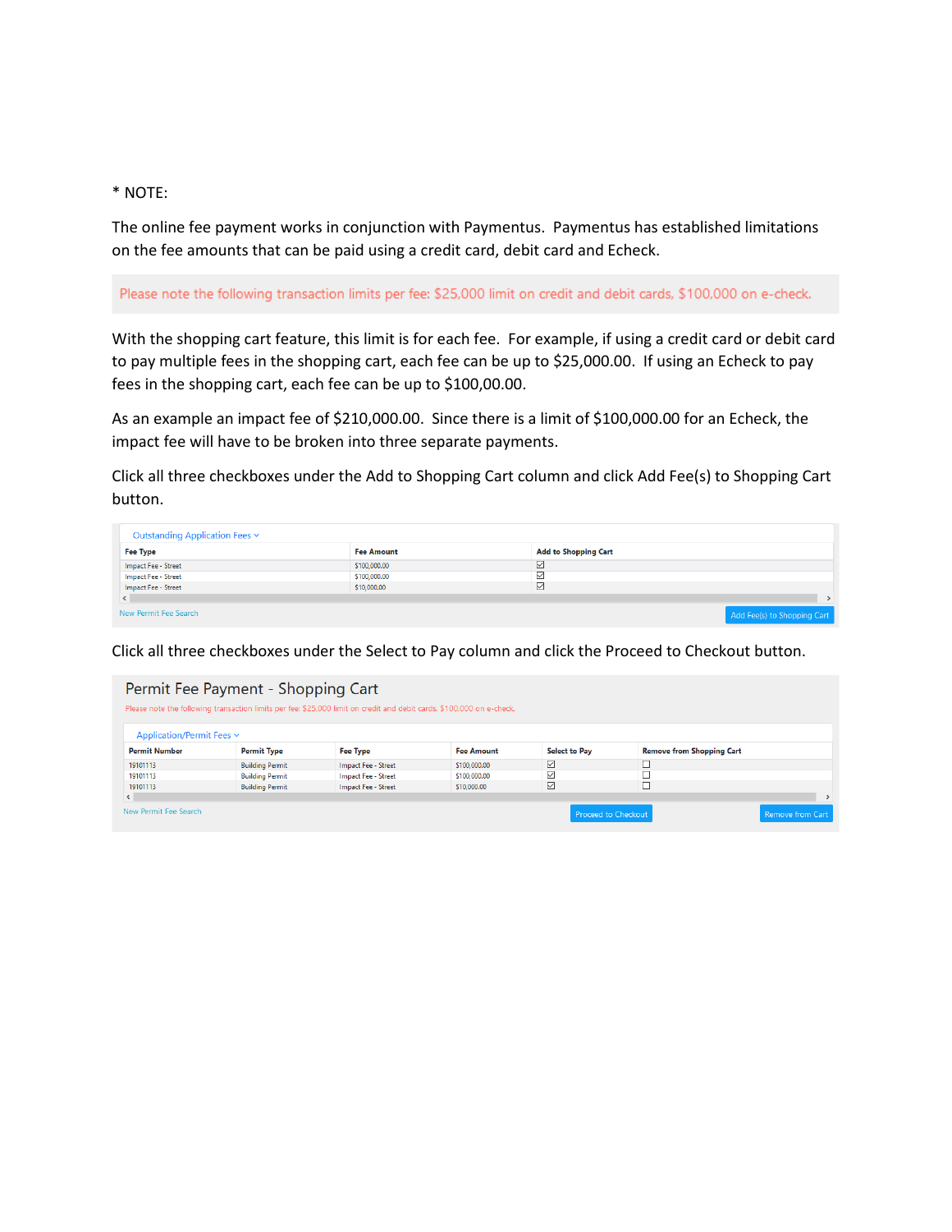* NOTE:

The online fee payment works in conjunction with Paymentus. Paymentus has established limitations on the fee amounts that can be paid using a credit card, debit card and Echeck.

Please note the following transaction limits per fee: $25,000 limit on credit and debit cards, $100,000 on e-check.

With the shopping cart feature, this limit is for each fee. For example, if using a credit card or debit card to pay multiple fees in the shopping cart, each fee can be up to $25,000.00. If using an Echeck to pay fees in the shopping cart, each fee can be up to $100,00.00.

As an example an impact fee of $210,000.00. Since there is a limit of $100,000.00 for an Echeck, the impact fee will have to be broken into three separate payments.

Click all three checkboxes under the Add to Shopping Cart column and click Add Fee(s) to Shopping Cart button.

Outstanding Application Fees

| Fee Type | Fee Amount | Add to Shopping Cart |
|---|---|---|
| Impact Fee - Street | $100,000.00 | ☑ |
| Impact Fee - Street | $100,000.00 | ☑ |
| Impact Fee - Street | $10,000.00 | ☑ |

New Permit Fee Search — Add Fee(s) to Shopping Cart

Click all three checkboxes under the Select to Pay column and click the Proceed to Checkout button.

## Permit Fee Payment - Shopping Cart

Please note the following transaction limits per fee: $25,000 limit on credit and debit cards, $100,000 on e-check.

Application/Permit Fees

| Permit Number | Permit Type | Fee Type | Fee Amount | Select to Pay | Remove from Shopping Cart |
|---|---|---|---|---|---|
| 19101113 | Building Permit | Impact Fee - Street | $100,000.00 | ☑ | ☐ |
| 19101113 | Building Permit | Impact Fee - Street | $100,000.00 | ☑ | ☐ |
| 19101113 | Building Permit | Impact Fee - Street | $10,000.00 | ☑ | ☐ |

New Permit Fee Search — Proceed to Checkout — Remove from Cart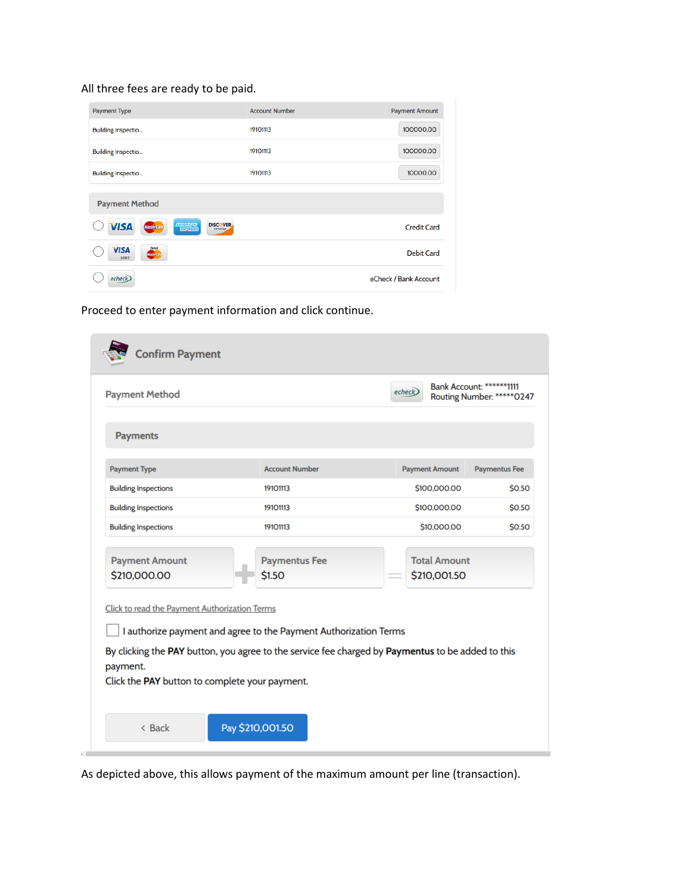All three fees are ready to be paid.

| Payment Type | Account Number | Payment Amount |
|---|---|---|
| Building Inspectio... | 19101113 | 100000.00 |
| Building Inspectio... | 19101113 | 100000.00 |
| Building Inspectio... | 19101113 | 10000.00 |

**Payment Method**

- Credit Card
- Debit Card
- eCheck / Bank Account

Proceed to enter payment information and click continue.

## Confirm Payment

**Payment Method** — echeck — Bank Account: ******1111 Routing Number: *****0247

### Payments

| Payment Type | Account Number | Payment Amount | Paymentus Fee |
|---|---|---|---|
| Building Inspections | 19101113 | $100,000.00 | $0.50 |
| Building Inspections | 19101113 | $100,000.00 | $0.50 |
| Building Inspections | 19101113 | $10,000.00 | $0.50 |

Payment Amount $210,000.00 + Paymentus Fee $1.50 = Total Amount $210,001.50

Click to read the Payment Authorization Terms

☐ I authorize payment and agree to the Payment Authorization Terms

By clicking the **PAY** button, you agree to the service fee charged by **Paymentus** to be added to this payment.
Click the **PAY** button to complete your payment.

‹ Back | Pay $210,001.50

As depicted above, this allows payment of the maximum amount per line (transaction).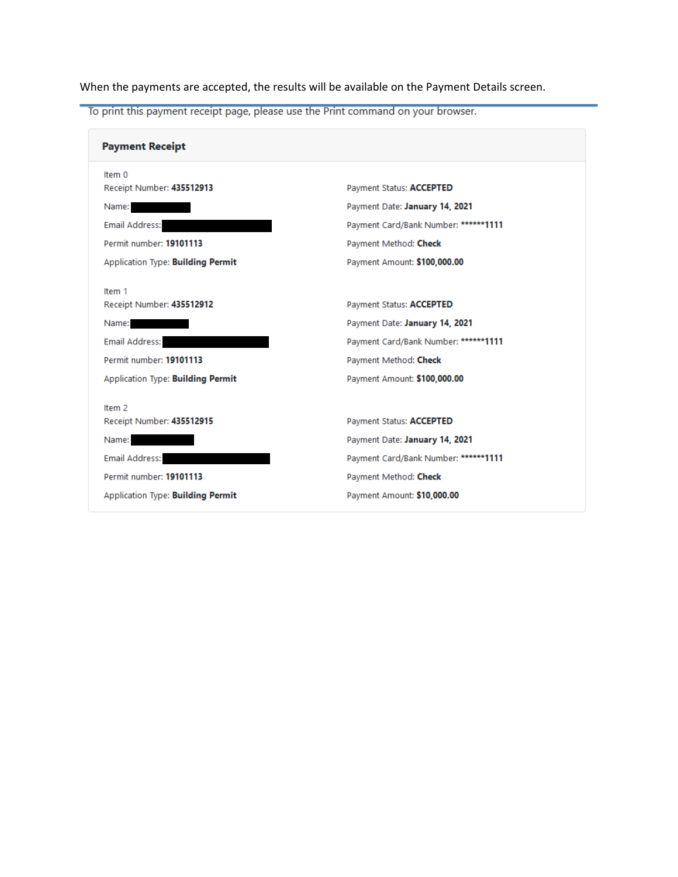When the payments are accepted, the results will be available on the Payment Details screen.

To print this payment receipt page, please use the Print command on your browser.

**Payment Receipt**

Item 0

Receipt Number: **435512913**

Name: ██████

Email Address: ██████

Permit number: **19101113**

Application Type: **Building Permit**

Payment Status: **ACCEPTED**

Payment Date: **January 14, 2021**

Payment Card/Bank Number: **\*\*\*\*\*\*1111**

Payment Method: **Check**

Payment Amount: **$100,000.00**

Item 1

Receipt Number: **435512912**

Name: ██████

Email Address: ██████

Permit number: **19101113**

Application Type: **Building Permit**

Payment Status: **ACCEPTED**

Payment Date: **January 14, 2021**

Payment Card/Bank Number: **\*\*\*\*\*\*1111**

Payment Method: **Check**

Payment Amount: **$100,000.00**

Item 2

Receipt Number: **435512915**

Name: ██████

Email Address: ██████

Permit number: **19101113**

Application Type: **Building Permit**

Payment Status: **ACCEPTED**

Payment Date: **January 14, 2021**

Payment Card/Bank Number: **\*\*\*\*\*\*1111**

Payment Method: **Check**

Payment Amount: **$10,000.00**